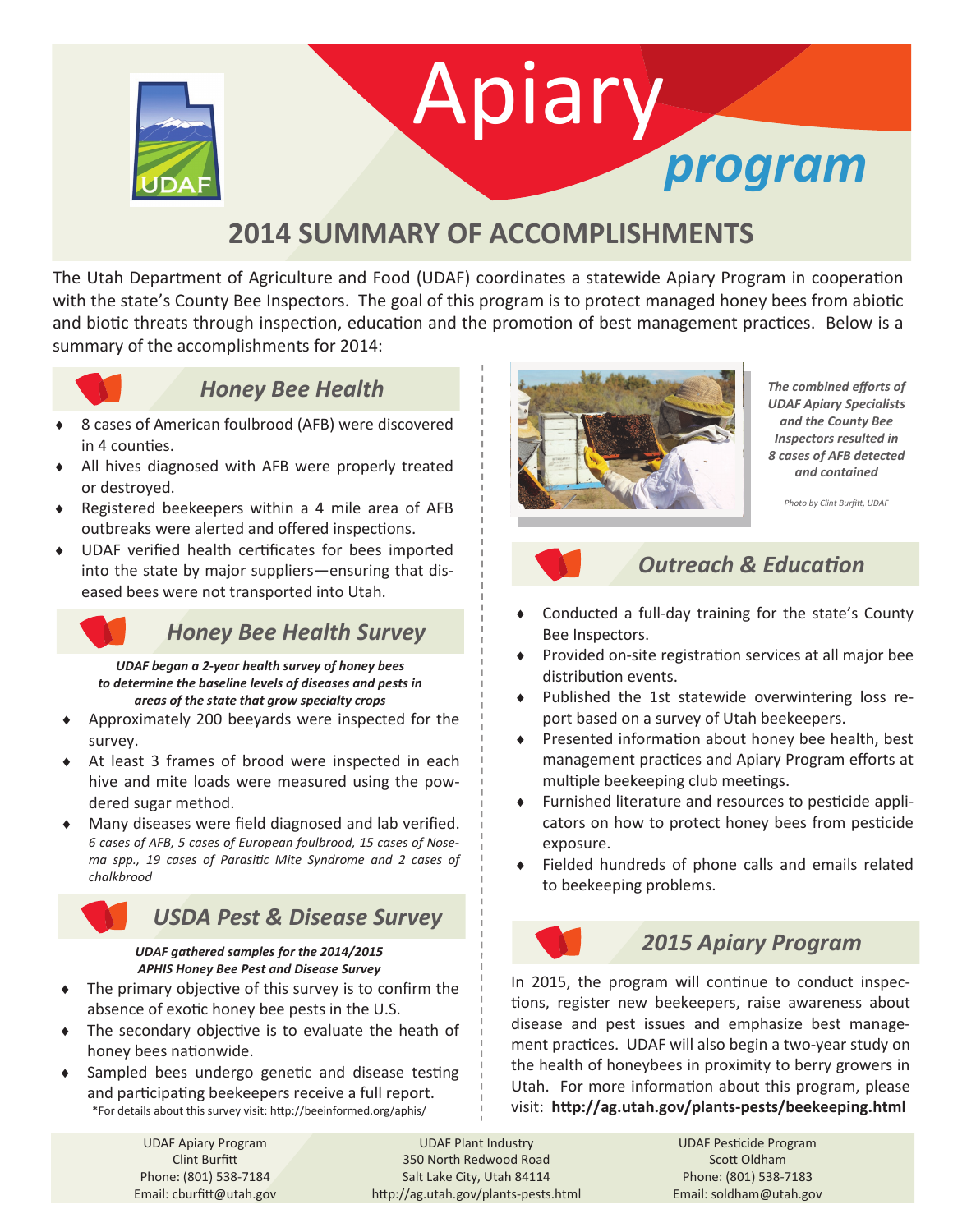# Apiary *program*

## 2014 SUMMARY OF ACCOMPLISHMENTS

The Utah Department of Agriculture and Food (UDAF) coordinates a statewide Apiary Program in cooperation with the state's County Bee Inspectors. The goal of this program is to protect managed honey bees from abiotic and biotic threats through inspection, education and the promotion of best management practices. Below is a summary of the accomplishments for 2014:

### *Honey Bee Health*

- 8 cases of American foulbrood (AFB) were discovered in 4 counties.
- All hives diagnosed with AFB were properly treated or destroyed.
- Registered beekeepers within a 4 mile area of AFB outbreaks were alerted and offered inspections.
- UDAF verified health certificates for bees imported into the state by major suppliers—ensuring that diseased bees were not transported into Utah.

### *Honey Bee Health Survey*

***UDAF began a 2-year health survey of honey bees to determine the baseline levels of diseases and pests in areas of the state that grow specialty crops***

- Approximately 200 beeyards were inspected for the survey.
- At least 3 frames of brood were inspected in each hive and mite loads were measured using the powdered sugar method.
- Many diseases were field diagnosed and lab verified. *6 cases of AFB, 5 cases of European foulbrood, 15 cases of Nosema spp., 19 cases of Parasitic Mite Syndrome and 2 cases of chalkbrood*

### *USDA Pest & Disease Survey*

***UDAF gathered samples for the 2014/2015 APHIS Honey Bee Pest and Disease Survey***

- The primary objective of this survey is to confirm the absence of exotic honey bee pests in the U.S.
- The secondary objective is to evaluate the heath of honey bees nationwide.
- Sampled bees undergo genetic and disease testing and participating beekeepers receive a full report.

*For details about this survey visit: http://beeinformed.org/aphis/

*The combined efforts of UDAF Apiary Specialists and the County Bee Inspectors resulted in 8 cases of AFB detected and contained*

*Photo by Clint Burfitt, UDAF*

### *Outreach & Education*

- Conducted a full-day training for the state's County Bee Inspectors.
- Provided on-site registration services at all major bee distribution events.
- Published the 1st statewide overwintering loss report based on a survey of Utah beekeepers.
- Presented information about honey bee health, best management practices and Apiary Program efforts at multiple beekeeping club meetings.
- Furnished literature and resources to pesticide applicators on how to protect honey bees from pesticide exposure.
- Fielded hundreds of phone calls and emails related to beekeeping problems.

### *2015 Apiary Program*

In 2015, the program will continue to conduct inspections, register new beekeepers, raise awareness about disease and pest issues and emphasize best management practices. UDAF will also begin a two-year study on the health of honeybees in proximity to berry growers in Utah. For more information about this program, please visit: **http://ag.utah.gov/plants-pests/beekeeping.html**

---

UDAF Apiary Program
Clint Burfitt
Phone: (801) 538-7184
Email: cburfitt@utah.gov

UDAF Plant Industry
350 North Redwood Road
Salt Lake City, Utah 84114
http://ag.utah.gov/plants-pests.html

UDAF Pesticide Program
Scott Oldham
Phone: (801) 538-7183
Email: soldham@utah.gov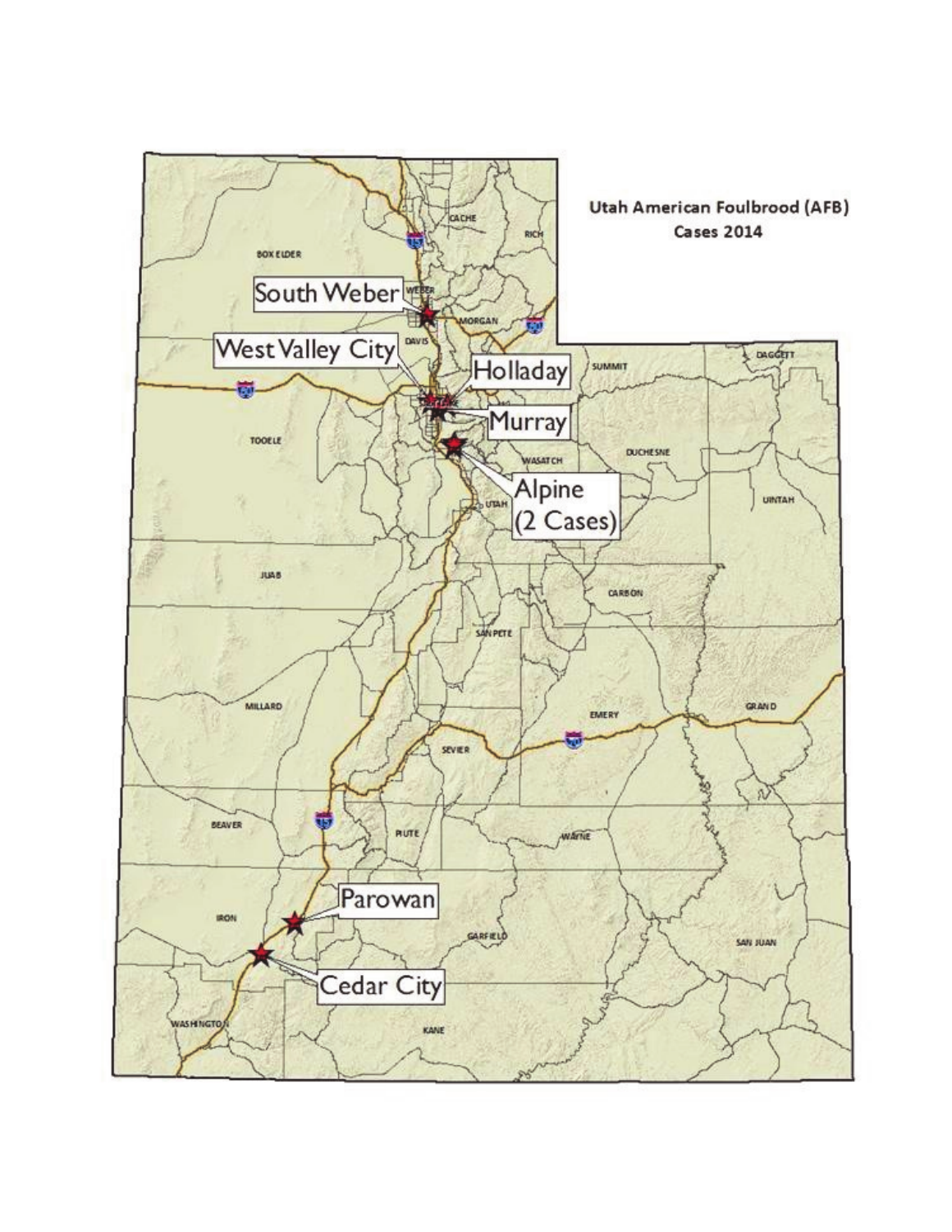Utah American Foulbrood (AFB)
Cases 2014

South Weber

West Valley City

Holladay

Murray

Alpine
(2 Cases)

Parowan

Cedar City

BOX ELDER

CACHE

RICH

WEBER

MORGAN

DAVIS

SUMMIT

DAGGETT

TOOELE

WASATCH

DUCHESNE

UINTAH

UTAH

JUAB

CARBON

SANPETE

MILLARD

EMERY

GRAND

SEVIER

BEAVER

PIUTE

WAYNE

IRON

GARFIELD

SAN JUAN

WASHINGTON

KANE